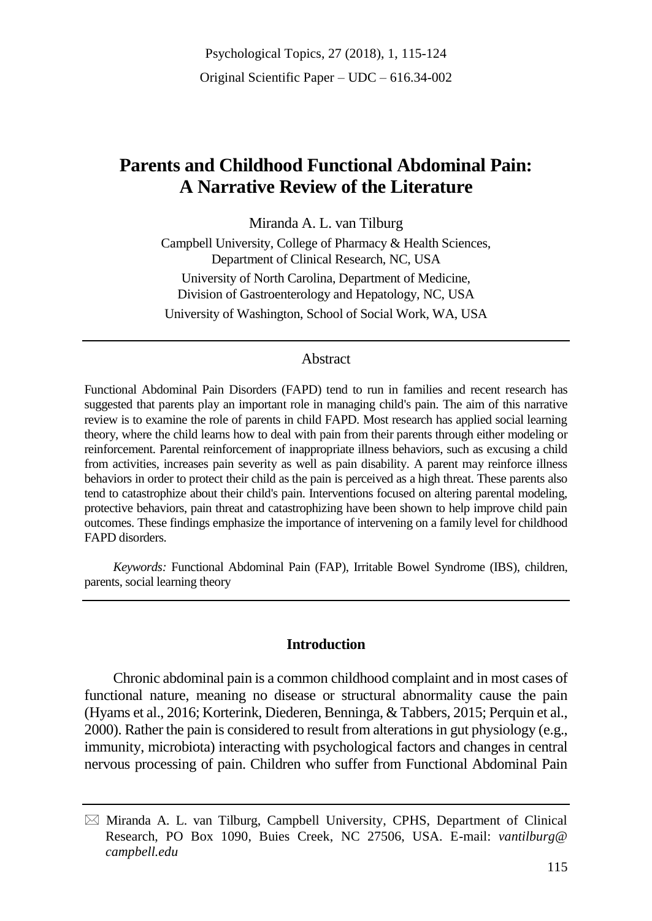# Parents and Childhood Functional Abdominal Pain: A Narrative Review of the Literature

Miranda A. L. van Tilburg

Campbell University, College of Pharmacy & Health Sciences, Department of Clinical Research, NC, USA

University of North Carolina, Department of Medicine, Division of Gastroenterology and Hepatology, NC, USA

University of Washington, School of Social Work, WA, USA

## Abstract

Functional Abdominal Pain Disorders (FAPD) tend to run in families and recent research has suggested that parents play an important role in managing child's pain. The aim of this narrative review is to examine the role of parents in child FAPD. Most research has applied social learning theory, where the child learns how to deal with pain from their parents through either modeling or reinforcement. Parental reinforcement of inappropriate illness behaviors, such as excusing a child from activities, increases pain severity as well as pain disability. A parent may reinforce illness behaviors in order to protect their child as the pain is perceived as a high threat. These parents also tend to catastrophize about their child's pain. Interventions focused on altering parental modeling, protective behaviors, pain threat and catastrophizing have been shown to help improve child pain outcomes. These findings emphasize the importance of intervening on a family level for childhood FAPD disorders.

*Keywords:* Functional Abdominal Pain (FAP), Irritable Bowel Syndrome (IBS), children, parents, social learning theory

## Introduction

Chronic abdominal pain is a common childhood complaint and in most cases of functional nature, meaning no disease or structural abnormality cause the pain (Hyams et al., 2016; Korterink, Diederen, Benninga, & Tabbers, 2015; Perquin et al., 2000). Rather the pain is considered to result from alterations in gut physiology (e.g., immunity, microbiota) interacting with psychological factors and changes in central nervous processing of pain. Children who suffer from Functional Abdominal Pain

✉ Miranda A. L. van Tilburg, Campbell University, CPHS, Department of Clinical Research, PO Box 1090, Buies Creek, NC 27506, USA. E-mail: *vantilburg@campbell.edu*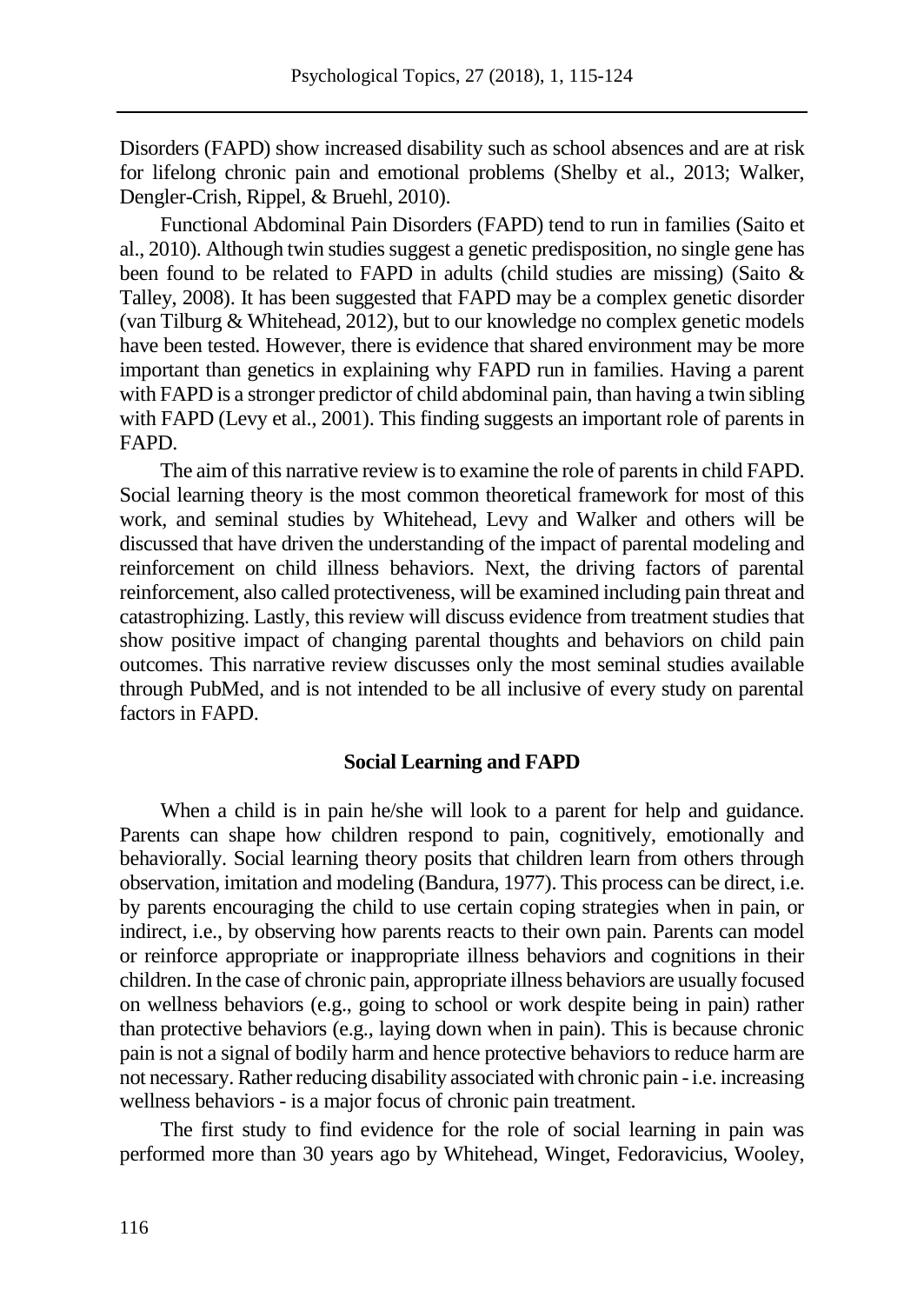Disorders (FAPD) show increased disability such as school absences and are at risk for lifelong chronic pain and emotional problems (Shelby et al., 2013; Walker, Dengler-Crish, Rippel, & Bruehl, 2010).

Functional Abdominal Pain Disorders (FAPD) tend to run in families (Saito et al., 2010). Although twin studies suggest a genetic predisposition, no single gene has been found to be related to FAPD in adults (child studies are missing) (Saito & Talley, 2008). It has been suggested that FAPD may be a complex genetic disorder (van Tilburg & Whitehead, 2012), but to our knowledge no complex genetic models have been tested. However, there is evidence that shared environment may be more important than genetics in explaining why FAPD run in families. Having a parent with FAPD is a stronger predictor of child abdominal pain, than having a twin sibling with FAPD (Levy et al., 2001). This finding suggests an important role of parents in FAPD.

The aim of this narrative review is to examine the role of parents in child FAPD. Social learning theory is the most common theoretical framework for most of this work, and seminal studies by Whitehead, Levy and Walker and others will be discussed that have driven the understanding of the impact of parental modeling and reinforcement on child illness behaviors. Next, the driving factors of parental reinforcement, also called protectiveness, will be examined including pain threat and catastrophizing. Lastly, this review will discuss evidence from treatment studies that show positive impact of changing parental thoughts and behaviors on child pain outcomes. This narrative review discusses only the most seminal studies available through PubMed, and is not intended to be all inclusive of every study on parental factors in FAPD.

## Social Learning and FAPD

When a child is in pain he/she will look to a parent for help and guidance. Parents can shape how children respond to pain, cognitively, emotionally and behaviorally. Social learning theory posits that children learn from others through observation, imitation and modeling (Bandura, 1977). This process can be direct, i.e. by parents encouraging the child to use certain coping strategies when in pain, or indirect, i.e., by observing how parents reacts to their own pain. Parents can model or reinforce appropriate or inappropriate illness behaviors and cognitions in their children. In the case of chronic pain, appropriate illness behaviors are usually focused on wellness behaviors (e.g., going to school or work despite being in pain) rather than protective behaviors (e.g., laying down when in pain). This is because chronic pain is not a signal of bodily harm and hence protective behaviors to reduce harm are not necessary. Rather reducing disability associated with chronic pain - i.e. increasing wellness behaviors - is a major focus of chronic pain treatment.

The first study to find evidence for the role of social learning in pain was performed more than 30 years ago by Whitehead, Winget, Fedoravicius, Wooley,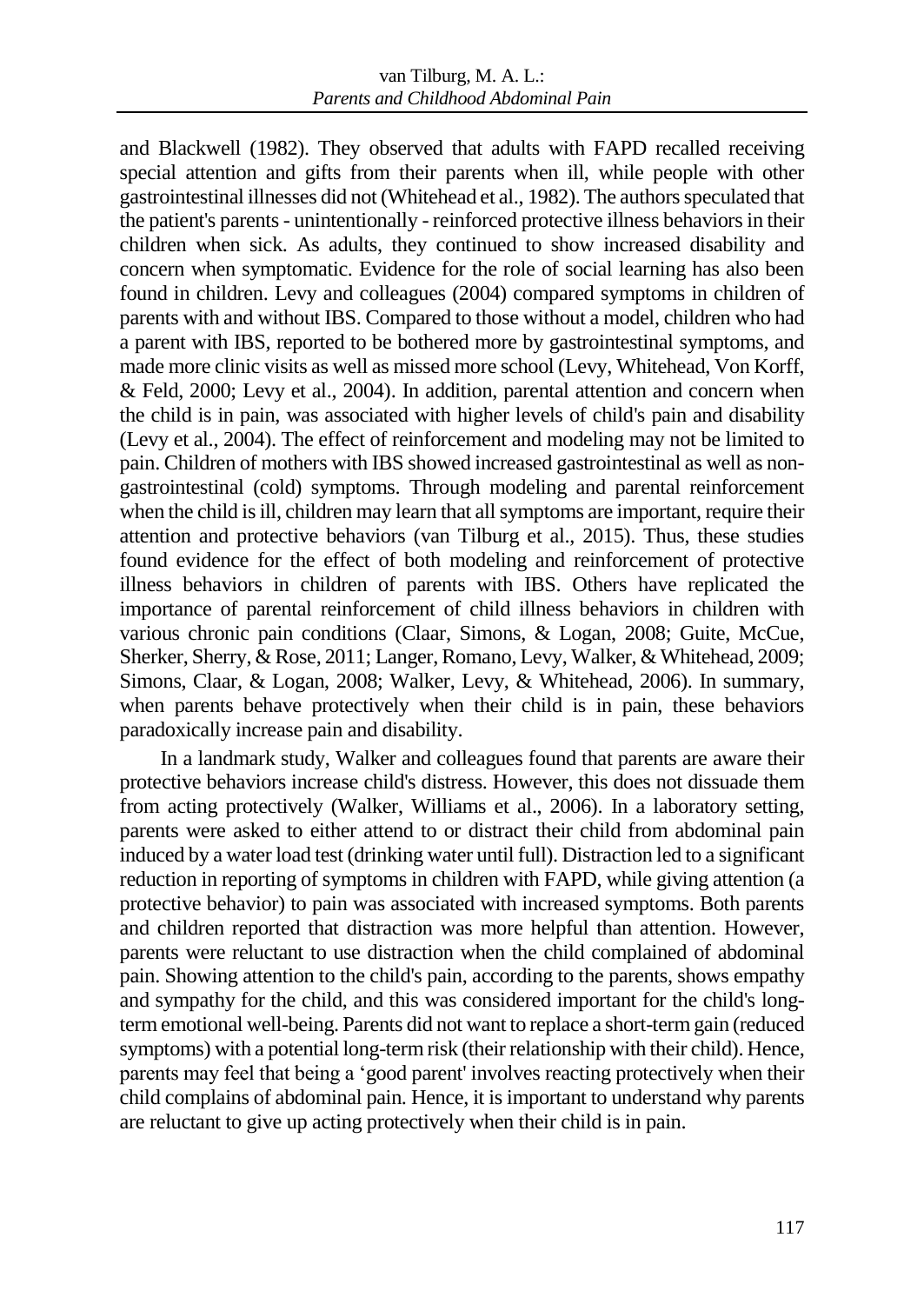and Blackwell (1982). They observed that adults with FAPD recalled receiving special attention and gifts from their parents when ill, while people with other gastrointestinal illnesses did not (Whitehead et al., 1982). The authors speculated that the patient's parents - unintentionally - reinforced protective illness behaviors in their children when sick. As adults, they continued to show increased disability and concern when symptomatic. Evidence for the role of social learning has also been found in children. Levy and colleagues (2004) compared symptoms in children of parents with and without IBS. Compared to those without a model, children who had a parent with IBS, reported to be bothered more by gastrointestinal symptoms, and made more clinic visits as well as missed more school (Levy, Whitehead, Von Korff, & Feld, 2000; Levy et al., 2004). In addition, parental attention and concern when the child is in pain, was associated with higher levels of child's pain and disability (Levy et al., 2004). The effect of reinforcement and modeling may not be limited to pain. Children of mothers with IBS showed increased gastrointestinal as well as non-gastrointestinal (cold) symptoms. Through modeling and parental reinforcement when the child is ill, children may learn that all symptoms are important, require their attention and protective behaviors (van Tilburg et al., 2015). Thus, these studies found evidence for the effect of both modeling and reinforcement of protective illness behaviors in children of parents with IBS. Others have replicated the importance of parental reinforcement of child illness behaviors in children with various chronic pain conditions (Claar, Simons, & Logan, 2008; Guite, McCue, Sherker, Sherry, & Rose, 2011; Langer, Romano, Levy, Walker, & Whitehead, 2009; Simons, Claar, & Logan, 2008; Walker, Levy, & Whitehead, 2006). In summary, when parents behave protectively when their child is in pain, these behaviors paradoxically increase pain and disability.

In a landmark study, Walker and colleagues found that parents are aware their protective behaviors increase child's distress. However, this does not dissuade them from acting protectively (Walker, Williams et al., 2006). In a laboratory setting, parents were asked to either attend to or distract their child from abdominal pain induced by a water load test (drinking water until full). Distraction led to a significant reduction in reporting of symptoms in children with FAPD, while giving attention (a protective behavior) to pain was associated with increased symptoms. Both parents and children reported that distraction was more helpful than attention. However, parents were reluctant to use distraction when the child complained of abdominal pain. Showing attention to the child's pain, according to the parents, shows empathy and sympathy for the child, and this was considered important for the child's long-term emotional well-being. Parents did not want to replace a short-term gain (reduced symptoms) with a potential long-term risk (their relationship with their child). Hence, parents may feel that being a 'good parent' involves reacting protectively when their child complains of abdominal pain. Hence, it is important to understand why parents are reluctant to give up acting protectively when their child is in pain.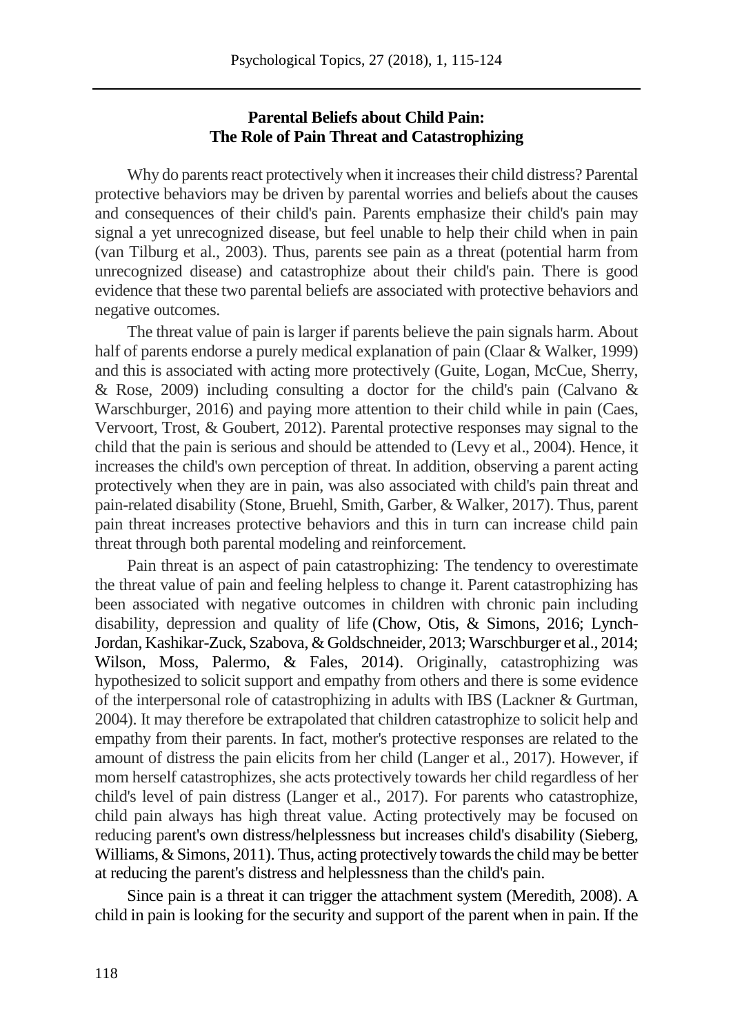## Parental Beliefs about Child Pain: The Role of Pain Threat and Catastrophizing

Why do parents react protectively when it increases their child distress? Parental protective behaviors may be driven by parental worries and beliefs about the causes and consequences of their child's pain. Parents emphasize their child's pain may signal a yet unrecognized disease, but feel unable to help their child when in pain (van Tilburg et al., 2003). Thus, parents see pain as a threat (potential harm from unrecognized disease) and catastrophize about their child's pain. There is good evidence that these two parental beliefs are associated with protective behaviors and negative outcomes.

The threat value of pain is larger if parents believe the pain signals harm. About half of parents endorse a purely medical explanation of pain (Claar & Walker, 1999) and this is associated with acting more protectively (Guite, Logan, McCue, Sherry, & Rose, 2009) including consulting a doctor for the child's pain (Calvano & Warschburger, 2016) and paying more attention to their child while in pain (Caes, Vervoort, Trost, & Goubert, 2012). Parental protective responses may signal to the child that the pain is serious and should be attended to (Levy et al., 2004). Hence, it increases the child's own perception of threat. In addition, observing a parent acting protectively when they are in pain, was also associated with child's pain threat and pain-related disability (Stone, Bruehl, Smith, Garber, & Walker, 2017). Thus, parent pain threat increases protective behaviors and this in turn can increase child pain threat through both parental modeling and reinforcement.

Pain threat is an aspect of pain catastrophizing: The tendency to overestimate the threat value of pain and feeling helpless to change it. Parent catastrophizing has been associated with negative outcomes in children with chronic pain including disability, depression and quality of life (Chow, Otis, & Simons, 2016; Lynch-Jordan, Kashikar-Zuck, Szabova, & Goldschneider, 2013; Warschburger et al., 2014; Wilson, Moss, Palermo, & Fales, 2014). Originally, catastrophizing was hypothesized to solicit support and empathy from others and there is some evidence of the interpersonal role of catastrophizing in adults with IBS (Lackner & Gurtman, 2004). It may therefore be extrapolated that children catastrophize to solicit help and empathy from their parents. In fact, mother's protective responses are related to the amount of distress the pain elicits from her child (Langer et al., 2017). However, if mom herself catastrophizes, she acts protectively towards her child regardless of her child's level of pain distress (Langer et al., 2017). For parents who catastrophize, child pain always has high threat value. Acting protectively may be focused on reducing parent's own distress/helplessness but increases child's disability (Sieberg, Williams, & Simons, 2011). Thus, acting protectively towards the child may be better at reducing the parent's distress and helplessness than the child's pain.

Since pain is a threat it can trigger the attachment system (Meredith, 2008). A child in pain is looking for the security and support of the parent when in pain. If the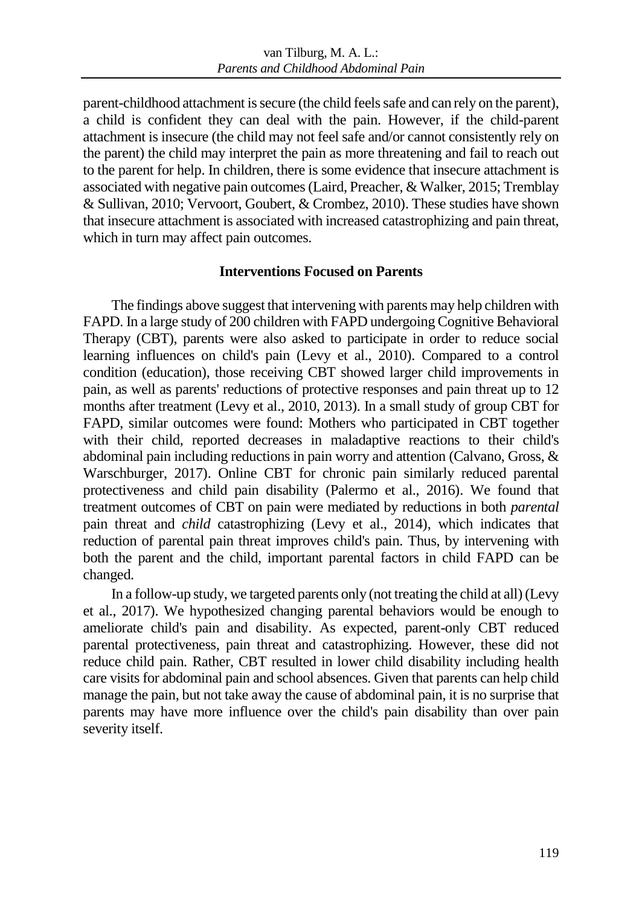parent-childhood attachment is secure (the child feels safe and can rely on the parent), a child is confident they can deal with the pain. However, if the child-parent attachment is insecure (the child may not feel safe and/or cannot consistently rely on the parent) the child may interpret the pain as more threatening and fail to reach out to the parent for help. In children, there is some evidence that insecure attachment is associated with negative pain outcomes (Laird, Preacher, & Walker, 2015; Tremblay & Sullivan, 2010; Vervoort, Goubert, & Crombez, 2010). These studies have shown that insecure attachment is associated with increased catastrophizing and pain threat, which in turn may affect pain outcomes.

## Interventions Focused on Parents

The findings above suggest that intervening with parents may help children with FAPD. In a large study of 200 children with FAPD undergoing Cognitive Behavioral Therapy (CBT), parents were also asked to participate in order to reduce social learning influences on child's pain (Levy et al., 2010). Compared to a control condition (education), those receiving CBT showed larger child improvements in pain, as well as parents' reductions of protective responses and pain threat up to 12 months after treatment (Levy et al., 2010, 2013). In a small study of group CBT for FAPD, similar outcomes were found: Mothers who participated in CBT together with their child, reported decreases in maladaptive reactions to their child's abdominal pain including reductions in pain worry and attention (Calvano, Gross, & Warschburger, 2017). Online CBT for chronic pain similarly reduced parental protectiveness and child pain disability (Palermo et al., 2016). We found that treatment outcomes of CBT on pain were mediated by reductions in both *parental* pain threat and *child* catastrophizing (Levy et al., 2014), which indicates that reduction of parental pain threat improves child's pain. Thus, by intervening with both the parent and the child, important parental factors in child FAPD can be changed.

In a follow-up study, we targeted parents only (not treating the child at all) (Levy et al., 2017). We hypothesized changing parental behaviors would be enough to ameliorate child's pain and disability. As expected, parent-only CBT reduced parental protectiveness, pain threat and catastrophizing. However, these did not reduce child pain. Rather, CBT resulted in lower child disability including health care visits for abdominal pain and school absences. Given that parents can help child manage the pain, but not take away the cause of abdominal pain, it is no surprise that parents may have more influence over the child's pain disability than over pain severity itself.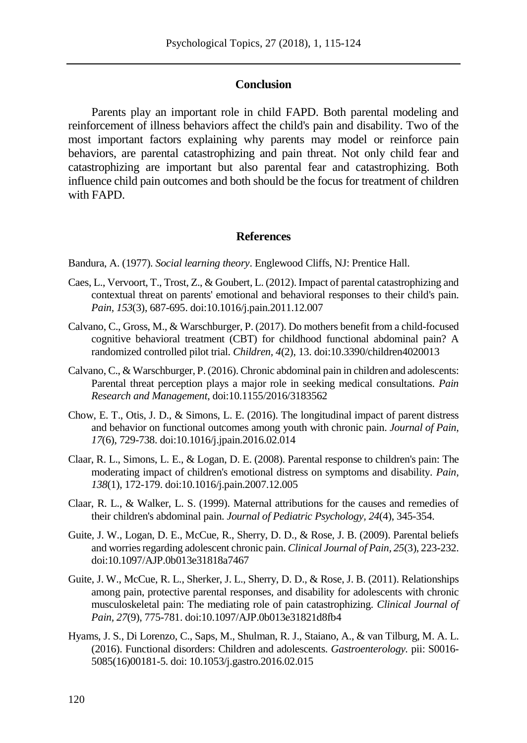## Conclusion

Parents play an important role in child FAPD. Both parental modeling and reinforcement of illness behaviors affect the child's pain and disability. Two of the most important factors explaining why parents may model or reinforce pain behaviors, are parental catastrophizing and pain threat. Not only child fear and catastrophizing are important but also parental fear and catastrophizing. Both influence child pain outcomes and both should be the focus for treatment of children with FAPD.

## References

Bandura, A. (1977). *Social learning theory*. Englewood Cliffs, NJ: Prentice Hall.

Caes, L., Vervoort, T., Trost, Z., & Goubert, L. (2012). Impact of parental catastrophizing and contextual threat on parents' emotional and behavioral responses to their child's pain. *Pain*, *153*(3), 687-695. doi:10.1016/j.pain.2011.12.007

Calvano, C., Gross, M., & Warschburger, P. (2017). Do mothers benefit from a child-focused cognitive behavioral treatment (CBT) for childhood functional abdominal pain? A randomized controlled pilot trial. *Children, 4*(2), 13. doi:10.3390/children4020013

Calvano, C., & Warschburger, P. (2016). Chronic abdominal pain in children and adolescents: Parental threat perception plays a major role in seeking medical consultations. *Pain Research and Management*, doi:10.1155/2016/3183562

Chow, E. T., Otis, J. D., & Simons, L. E. (2016). The longitudinal impact of parent distress and behavior on functional outcomes among youth with chronic pain. *Journal of Pain*, *17*(6), 729-738. doi:10.1016/j.jpain.2016.02.014

Claar, R. L., Simons, L. E., & Logan, D. E. (2008). Parental response to children's pain: The moderating impact of children's emotional distress on symptoms and disability. *Pain, 138*(1), 172-179. doi:10.1016/j.pain.2007.12.005

Claar, R. L., & Walker, L. S. (1999). Maternal attributions for the causes and remedies of their children's abdominal pain. *Journal of Pediatric Psychology, 24*(4), 345-354.

Guite, J. W., Logan, D. E., McCue, R., Sherry, D. D., & Rose, J. B. (2009). Parental beliefs and worries regarding adolescent chronic pain. *Clinical Journal of Pain, 25*(3), 223-232. doi:10.1097/AJP.0b013e31818a7467

Guite, J. W., McCue, R. L., Sherker, J. L., Sherry, D. D., & Rose, J. B. (2011). Relationships among pain, protective parental responses, and disability for adolescents with chronic musculoskeletal pain: The mediating role of pain catastrophizing. *Clinical Journal of Pain, 27*(9), 775-781. doi:10.1097/AJP.0b013e31821d8fb4

Hyams, J. S., Di Lorenzo, C., Saps, M., Shulman, R. J., Staiano, A., & van Tilburg, M. A. L. (2016). Functional disorders: Children and adolescents. *Gastroenterology.* pii: S0016-5085(16)00181-5. doi: 10.1053/j.gastro.2016.02.015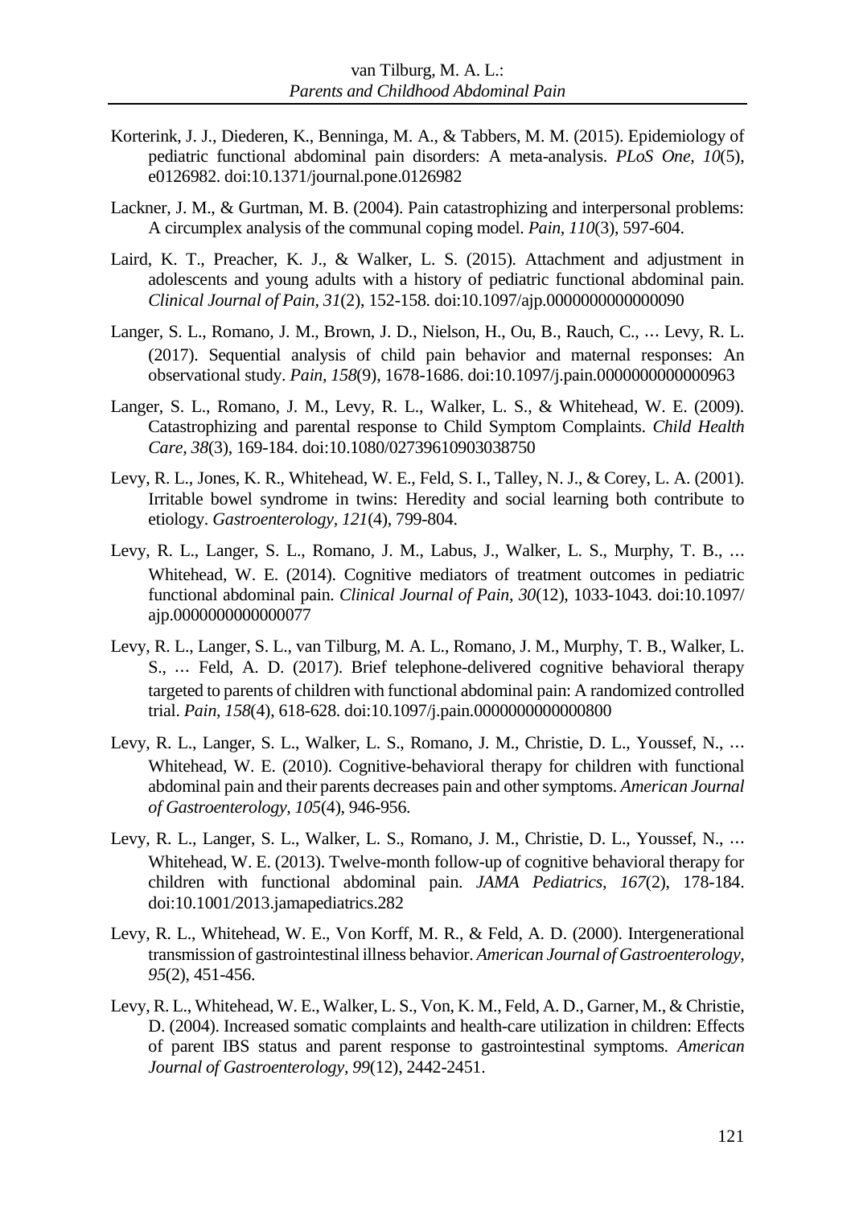Korterink, J. J., Diederen, K., Benninga, M. A., & Tabbers, M. M. (2015). Epidemiology of pediatric functional abdominal pain disorders: A meta-analysis. *PLoS One, 10*(5), e0126982. doi:10.1371/journal.pone.0126982

Lackner, J. M., & Gurtman, M. B. (2004). Pain catastrophizing and interpersonal problems: A circumplex analysis of the communal coping model. *Pain, 110*(3), 597-604.

Laird, K. T., Preacher, K. J., & Walker, L. S. (2015). Attachment and adjustment in adolescents and young adults with a history of pediatric functional abdominal pain. *Clinical Journal of Pain, 31*(2), 152-158. doi:10.1097/ajp.0000000000000090

Langer, S. L., Romano, J. M., Brown, J. D., Nielson, H., Ou, B., Rauch, C., … Levy, R. L. (2017). Sequential analysis of child pain behavior and maternal responses: An observational study. *Pain, 158*(9), 1678-1686. doi:10.1097/j.pain.0000000000000963

Langer, S. L., Romano, J. M., Levy, R. L., Walker, L. S., & Whitehead, W. E. (2009). Catastrophizing and parental response to Child Symptom Complaints. *Child Health Care, 38*(3), 169-184. doi:10.1080/02739610903038750

Levy, R. L., Jones, K. R., Whitehead, W. E., Feld, S. I., Talley, N. J., & Corey, L. A. (2001). Irritable bowel syndrome in twins: Heredity and social learning both contribute to etiology. *Gastroenterology, 121*(4), 799-804.

Levy, R. L., Langer, S. L., Romano, J. M., Labus, J., Walker, L. S., Murphy, T. B., … Whitehead, W. E. (2014). Cognitive mediators of treatment outcomes in pediatric functional abdominal pain. *Clinical Journal of Pain, 30*(12), 1033-1043. doi:10.1097/ajp.0000000000000077

Levy, R. L., Langer, S. L., van Tilburg, M. A. L., Romano, J. M., Murphy, T. B., Walker, L. S., … Feld, A. D. (2017). Brief telephone-delivered cognitive behavioral therapy targeted to parents of children with functional abdominal pain: A randomized controlled trial. *Pain, 158*(4), 618-628. doi:10.1097/j.pain.0000000000000800

Levy, R. L., Langer, S. L., Walker, L. S., Romano, J. M., Christie, D. L., Youssef, N., … Whitehead, W. E. (2010). Cognitive-behavioral therapy for children with functional abdominal pain and their parents decreases pain and other symptoms. *American Journal of Gastroenterology, 105*(4), 946-956.

Levy, R. L., Langer, S. L., Walker, L. S., Romano, J. M., Christie, D. L., Youssef, N., … Whitehead, W. E. (2013). Twelve-month follow-up of cognitive behavioral therapy for children with functional abdominal pain. *JAMA Pediatrics, 167*(2), 178-184. doi:10.1001/2013.jamapediatrics.282

Levy, R. L., Whitehead, W. E., Von Korff, M. R., & Feld, A. D. (2000). Intergenerational transmission of gastrointestinal illness behavior. *American Journal of Gastroenterology, 95*(2), 451-456.

Levy, R. L., Whitehead, W. E., Walker, L. S., Von, K. M., Feld, A. D., Garner, M., & Christie, D. (2004). Increased somatic complaints and health-care utilization in children: Effects of parent IBS status and parent response to gastrointestinal symptoms. *American Journal of Gastroenterology, 99*(12), 2442-2451.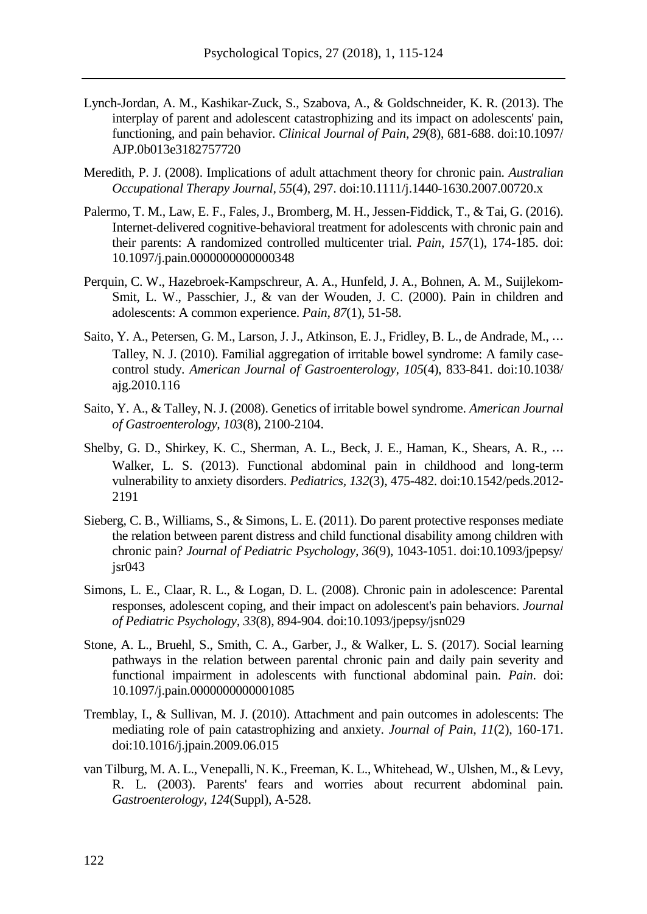Lynch-Jordan, A. M., Kashikar-Zuck, S., Szabova, A., & Goldschneider, K. R. (2013). The interplay of parent and adolescent catastrophizing and its impact on adolescents' pain, functioning, and pain behavior. *Clinical Journal of Pain*, *29*(8), 681-688. doi:10.1097/AJP.0b013e3182757720

Meredith, P. J. (2008). Implications of adult attachment theory for chronic pain. *Australian Occupational Therapy Journal*, *55*(4), 297. doi:10.1111/j.1440-1630.2007.00720.x

Palermo, T. M., Law, E. F., Fales, J., Bromberg, M. H., Jessen-Fiddick, T., & Tai, G. (2016). Internet-delivered cognitive-behavioral treatment for adolescents with chronic pain and their parents: A randomized controlled multicenter trial. *Pain*, *157*(1), 174-185. doi:10.1097/j.pain.0000000000000348

Perquin, C. W., Hazebroek-Kampschreur, A. A., Hunfeld, J. A., Bohnen, A. M., Suijlekom-Smit, L. W., Passchier, J., & van der Wouden, J. C. (2000). Pain in children and adolescents: A common experience. *Pain*, *87*(1), 51-58.

Saito, Y. A., Petersen, G. M., Larson, J. J., Atkinson, E. J., Fridley, B. L., de Andrade, M., … Talley, N. J. (2010). Familial aggregation of irritable bowel syndrome: A family case-control study. *American Journal of Gastroenterology*, *105*(4), 833-841. doi:10.1038/ajg.2010.116

Saito, Y. A., & Talley, N. J. (2008). Genetics of irritable bowel syndrome. *American Journal of Gastroenterology*, *103*(8), 2100-2104.

Shelby, G. D., Shirkey, K. C., Sherman, A. L., Beck, J. E., Haman, K., Shears, A. R., … Walker, L. S. (2013). Functional abdominal pain in childhood and long-term vulnerability to anxiety disorders. *Pediatrics*, *132*(3), 475-482. doi:10.1542/peds.2012-2191

Sieberg, C. B., Williams, S., & Simons, L. E. (2011). Do parent protective responses mediate the relation between parent distress and child functional disability among children with chronic pain? *Journal of Pediatric Psychology*, *36*(9), 1043-1051. doi:10.1093/jpepsy/jsr043

Simons, L. E., Claar, R. L., & Logan, D. L. (2008). Chronic pain in adolescence: Parental responses, adolescent coping, and their impact on adolescent's pain behaviors. *Journal of Pediatric Psychology*, *33*(8), 894-904. doi:10.1093/jpepsy/jsn029

Stone, A. L., Bruehl, S., Smith, C. A., Garber, J., & Walker, L. S. (2017). Social learning pathways in the relation between parental chronic pain and daily pain severity and functional impairment in adolescents with functional abdominal pain. *Pain*. doi:10.1097/j.pain.0000000000001085

Tremblay, I., & Sullivan, M. J. (2010). Attachment and pain outcomes in adolescents: The mediating role of pain catastrophizing and anxiety. *Journal of Pain*, *11*(2), 160-171. doi:10.1016/j.jpain.2009.06.015

van Tilburg, M. A. L., Venepalli, N. K., Freeman, K. L., Whitehead, W., Ulshen, M., & Levy, R. L. (2003). Parents' fears and worries about recurrent abdominal pain. *Gastroenterology*, *124*(Suppl), A-528.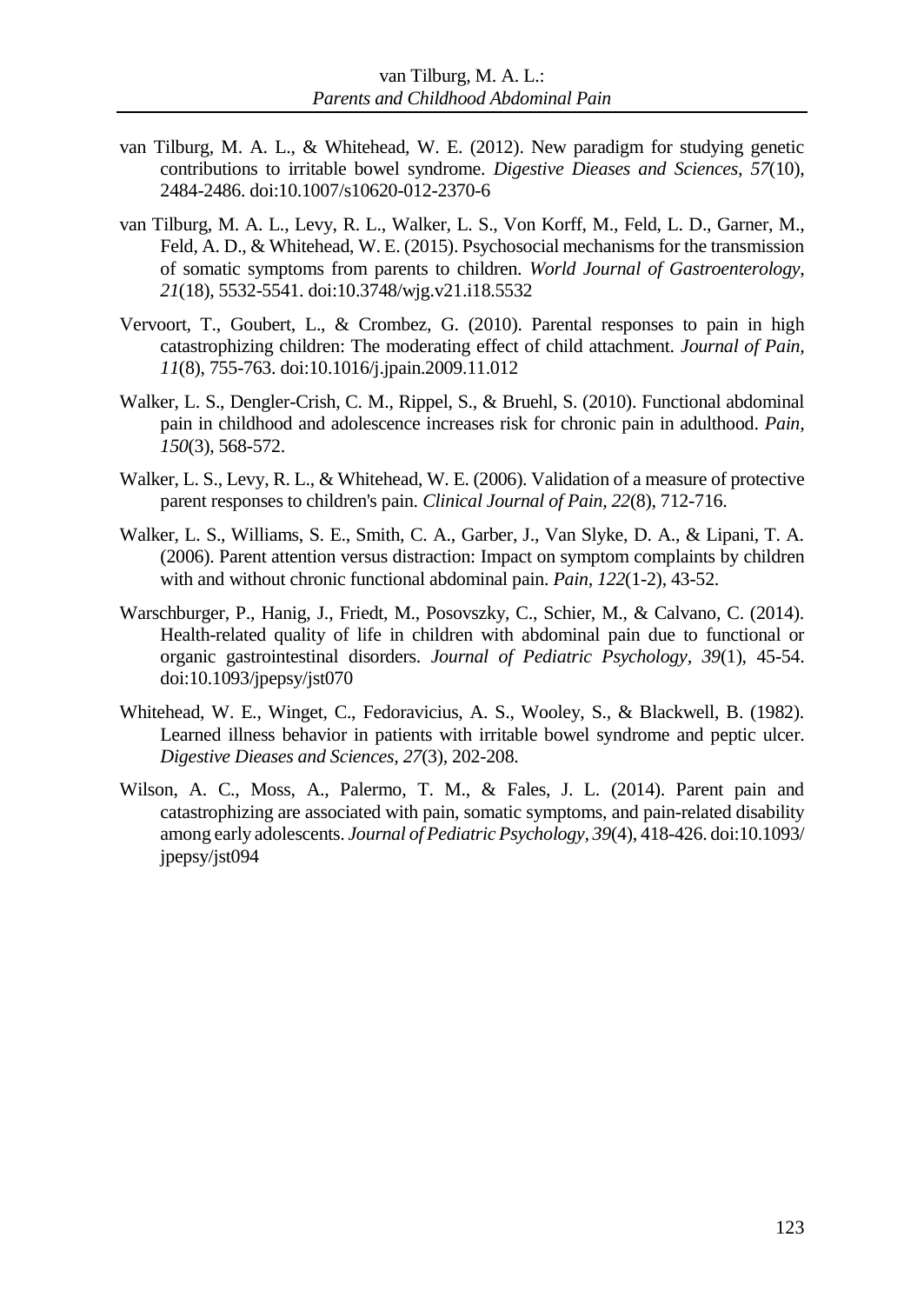van Tilburg, M. A. L., & Whitehead, W. E. (2012). New paradigm for studying genetic contributions to irritable bowel syndrome. *Digestive Dieases and Sciences, 57*(10), 2484-2486. doi:10.1007/s10620-012-2370-6

van Tilburg, M. A. L., Levy, R. L., Walker, L. S., Von Korff, M., Feld, L. D., Garner, M., Feld, A. D., & Whitehead, W. E. (2015). Psychosocial mechanisms for the transmission of somatic symptoms from parents to children. *World Journal of Gastroenterology, 21*(18), 5532-5541. doi:10.3748/wjg.v21.i18.5532

Vervoort, T., Goubert, L., & Crombez, G. (2010). Parental responses to pain in high catastrophizing children: The moderating effect of child attachment. *Journal of Pain, 11*(8), 755-763. doi:10.1016/j.jpain.2009.11.012

Walker, L. S., Dengler-Crish, C. M., Rippel, S., & Bruehl, S. (2010). Functional abdominal pain in childhood and adolescence increases risk for chronic pain in adulthood. *Pain, 150*(3), 568-572.

Walker, L. S., Levy, R. L., & Whitehead, W. E. (2006). Validation of a measure of protective parent responses to children's pain. *Clinical Journal of Pain, 22*(8), 712-716.

Walker, L. S., Williams, S. E., Smith, C. A., Garber, J., Van Slyke, D. A., & Lipani, T. A. (2006). Parent attention versus distraction: Impact on symptom complaints by children with and without chronic functional abdominal pain. *Pain, 122*(1-2), 43-52.

Warschburger, P., Hanig, J., Friedt, M., Posovszky, C., Schier, M., & Calvano, C. (2014). Health-related quality of life in children with abdominal pain due to functional or organic gastrointestinal disorders. *Journal of Pediatric Psychology, 39*(1), 45-54. doi:10.1093/jpepsy/jst070

Whitehead, W. E., Winget, C., Fedoravicius, A. S., Wooley, S., & Blackwell, B. (1982). Learned illness behavior in patients with irritable bowel syndrome and peptic ulcer. *Digestive Dieases and Sciences, 27*(3), 202-208.

Wilson, A. C., Moss, A., Palermo, T. M., & Fales, J. L. (2014). Parent pain and catastrophizing are associated with pain, somatic symptoms, and pain-related disability among early adolescents. *Journal of Pediatric Psychology, 39*(4), 418-426. doi:10.1093/jpepsy/jst094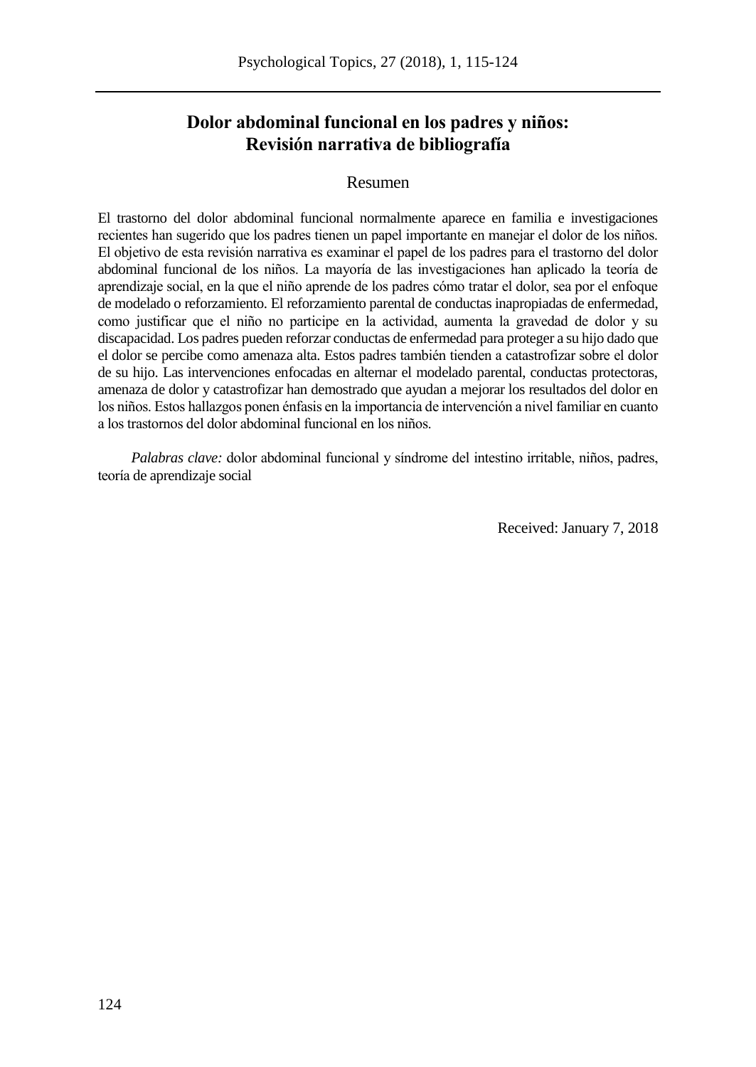# Dolor abdominal funcional en los padres y niños: Revisión narrativa de bibliografía

## Resumen

El trastorno del dolor abdominal funcional normalmente aparece en familia e investigaciones recientes han sugerido que los padres tienen un papel importante en manejar el dolor de los niños. El objetivo de esta revisión narrativa es examinar el papel de los padres para el trastorno del dolor abdominal funcional de los niños. La mayoría de las investigaciones han aplicado la teoría de aprendizaje social, en la que el niño aprende de los padres cómo tratar el dolor, sea por el enfoque de modelado o reforzamiento. El reforzamiento parental de conductas inapropiadas de enfermedad, como justificar que el niño no participe en la actividad, aumenta la gravedad de dolor y su discapacidad. Los padres pueden reforzar conductas de enfermedad para proteger a su hijo dado que el dolor se percibe como amenaza alta. Estos padres también tienden a catastrofizar sobre el dolor de su hijo. Las intervenciones enfocadas en alternar el modelado parental, conductas protectoras, amenaza de dolor y catastrofizar han demostrado que ayudan a mejorar los resultados del dolor en los niños. Estos hallazgos ponen énfasis en la importancia de intervención a nivel familiar en cuanto a los trastornos del dolor abdominal funcional en los niños.

*Palabras clave:* dolor abdominal funcional y síndrome del intestino irritable, niños, padres, teoría de aprendizaje social

Received: January 7, 2018